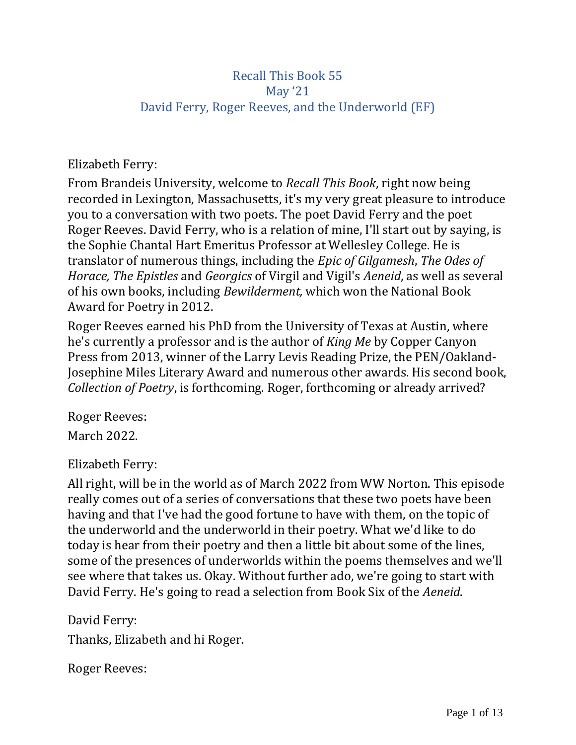# Recall This Book 55
## May '21
## David Ferry, Roger Reeves, and the Underworld (EF)

Elizabeth Ferry:

From Brandeis University, welcome to *Recall This Book*, right now being recorded in Lexington, Massachusetts, it's my very great pleasure to introduce you to a conversation with two poets. The poet David Ferry and the poet Roger Reeves. David Ferry, who is a relation of mine, I'll start out by saying, is the Sophie Chantal Hart Emeritus Professor at Wellesley College. He is translator of numerous things, including the *Epic of Gilgamesh*, *The Odes of Horace, The Epistles* and *Georgics* of Virgil and Vigil's *Aeneid*, as well as several of his own books, including *Bewilderment,* which won the National Book Award for Poetry in 2012.

Roger Reeves earned his PhD from the University of Texas at Austin, where he's currently a professor and is the author of *King Me* by Copper Canyon Press from 2013, winner of the Larry Levis Reading Prize, the PEN/Oakland-Josephine Miles Literary Award and numerous other awards. His second book, *Collection of Poetry*, is forthcoming. Roger, forthcoming or already arrived?

Roger Reeves:

March 2022.

Elizabeth Ferry:

All right, will be in the world as of March 2022 from WW Norton. This episode really comes out of a series of conversations that these two poets have been having and that I've had the good fortune to have with them, on the topic of the underworld and the underworld in their poetry. What we'd like to do today is hear from their poetry and then a little bit about some of the lines, some of the presences of underworlds within the poems themselves and we'll see where that takes us. Okay. Without further ado, we're going to start with David Ferry. He's going to read a selection from Book Six of the *Aeneid*.

David Ferry:

Thanks, Elizabeth and hi Roger.

Roger Reeves: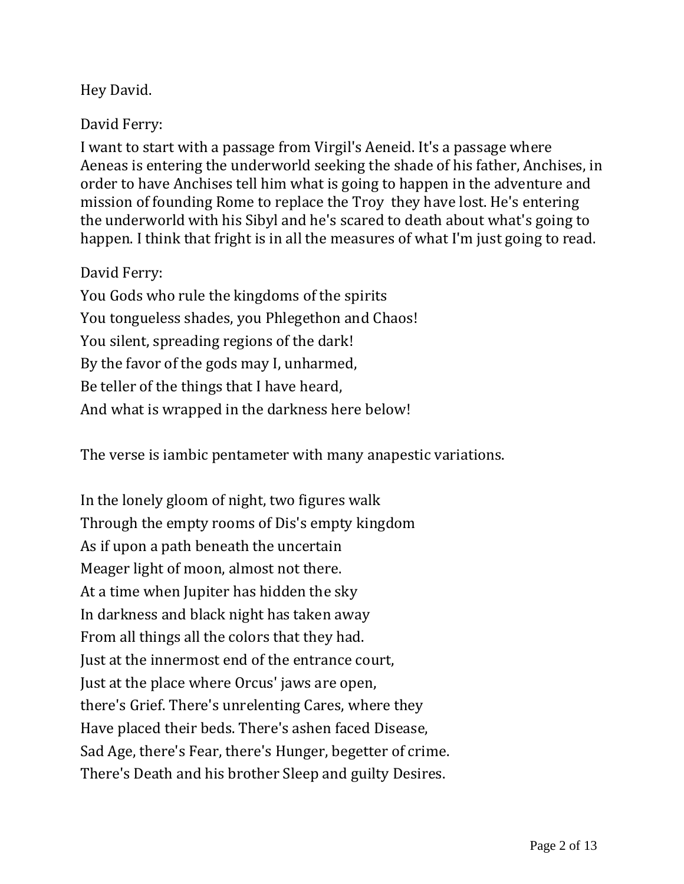Hey David.

David Ferry:

I want to start with a passage from Virgil's Aeneid. It's a passage where Aeneas is entering the underworld seeking the shade of his father, Anchises, in order to have Anchises tell him what is going to happen in the adventure and mission of founding Rome to replace the Troy they have lost. He's entering the underworld with his Sibyl and he's scared to death about what's going to happen. I think that fright is in all the measures of what I'm just going to read.

David Ferry:

You Gods who rule the kingdoms of the spirits  
You tongueless shades, you Phlegethon and Chaos!  
You silent, spreading regions of the dark!  
By the favor of the gods may I, unharmed,  
Be teller of the things that I have heard,  
And what is wrapped in the darkness here below!

The verse is iambic pentameter with many anapestic variations.

In the lonely gloom of night, two figures walk  
Through the empty rooms of Dis's empty kingdom  
As if upon a path beneath the uncertain  
Meager light of moon, almost not there.  
At a time when Jupiter has hidden the sky  
In darkness and black night has taken away  
From all things all the colors that they had.  
Just at the innermost end of the entrance court,  
Just at the place where Orcus' jaws are open,  
there's Grief. There's unrelenting Cares, where they  
Have placed their beds. There's ashen faced Disease,  
Sad Age, there's Fear, there's Hunger, begetter of crime.  
There's Death and his brother Sleep and guilty Desires.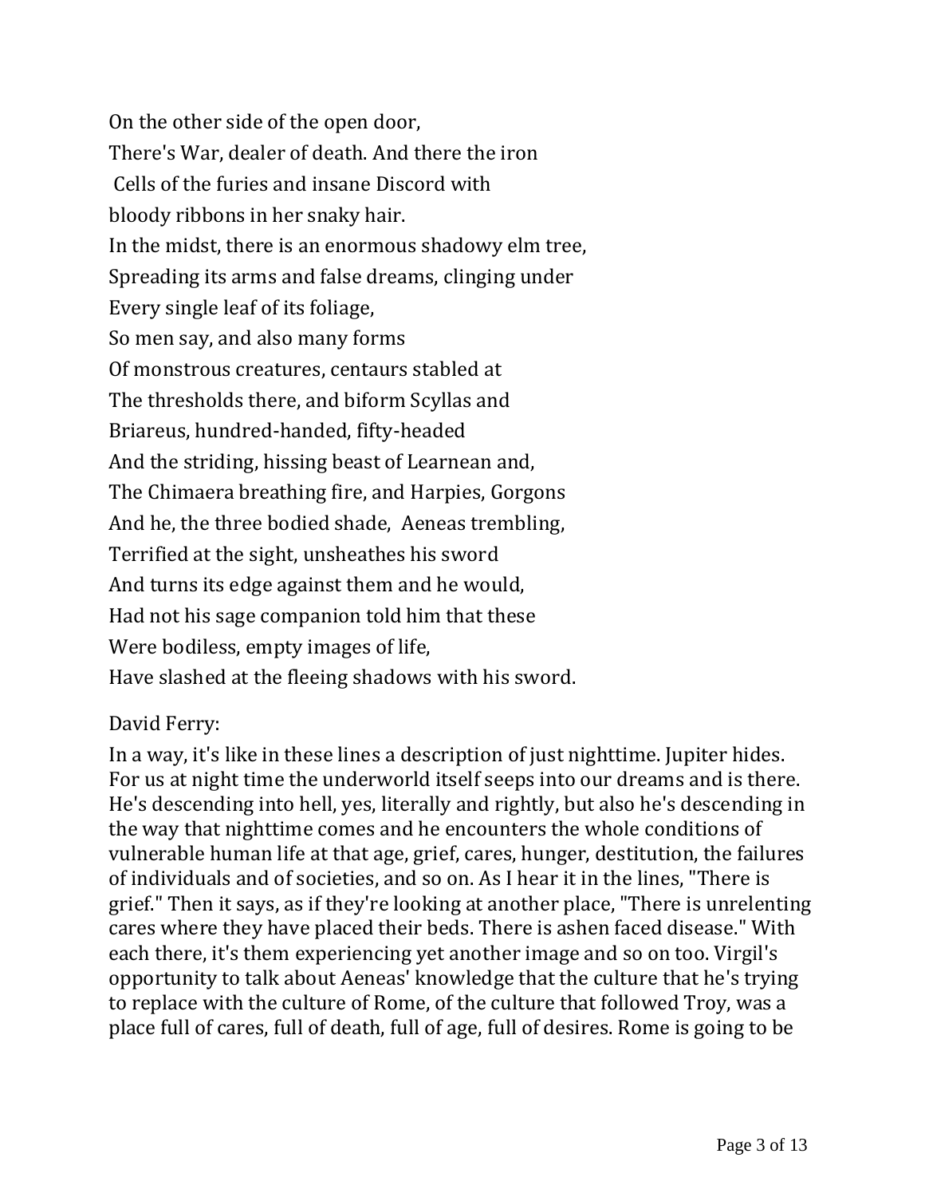On the other side of the open door,  
There's War, dealer of death. And there the iron  
Cells of the furies and insane Discord with  
bloody ribbons in her snaky hair.  
In the midst, there is an enormous shadowy elm tree,  
Spreading its arms and false dreams, clinging under  
Every single leaf of its foliage,  
So men say, and also many forms  
Of monstrous creatures, centaurs stabled at  
The thresholds there, and biform Scyllas and  
Briareus, hundred-handed, fifty-headed  
And the striding, hissing beast of Learnean and,  
The Chimaera breathing fire, and Harpies, Gorgons  
And he, the three bodied shade, Aeneas trembling,  
Terrified at the sight, unsheathes his sword  
And turns its edge against them and he would,  
Had not his sage companion told him that these  
Were bodiless, empty images of life,  
Have slashed at the fleeing shadows with his sword.

David Ferry:

In a way, it's like in these lines a description of just nighttime. Jupiter hides. For us at night time the underworld itself seeps into our dreams and is there. He's descending into hell, yes, literally and rightly, but also he's descending in the way that nighttime comes and he encounters the whole conditions of vulnerable human life at that age, grief, cares, hunger, destitution, the failures of individuals and of societies, and so on. As I hear it in the lines, "There is grief." Then it says, as if they're looking at another place, "There is unrelenting cares where they have placed their beds. There is ashen faced disease." With each there, it's them experiencing yet another image and so on too. Virgil's opportunity to talk about Aeneas' knowledge that the culture that he's trying to replace with the culture of Rome, of the culture that followed Troy, was a place full of cares, full of death, full of age, full of desires. Rome is going to be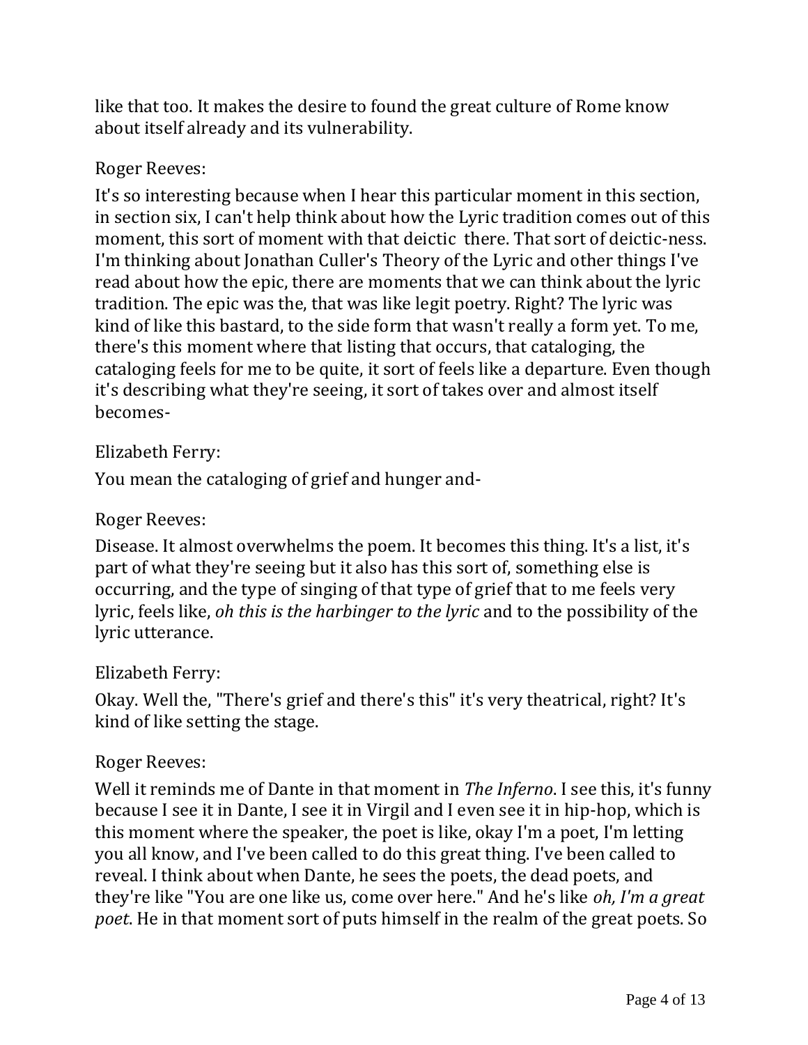like that too. It makes the desire to found the great culture of Rome know about itself already and its vulnerability.

Roger Reeves:

It's so interesting because when I hear this particular moment in this section, in section six, I can't help think about how the Lyric tradition comes out of this moment, this sort of moment with that deictic there. That sort of deictic-ness. I'm thinking about Jonathan Culler's Theory of the Lyric and other things I've read about how the epic, there are moments that we can think about the lyric tradition. The epic was the, that was like legit poetry. Right? The lyric was kind of like this bastard, to the side form that wasn't really a form yet. To me, there's this moment where that listing that occurs, that cataloging, the cataloging feels for me to be quite, it sort of feels like a departure. Even though it's describing what they're seeing, it sort of takes over and almost itself becomes-

Elizabeth Ferry:

You mean the cataloging of grief and hunger and-

Roger Reeves:

Disease. It almost overwhelms the poem. It becomes this thing. It's a list, it's part of what they're seeing but it also has this sort of, something else is occurring, and the type of singing of that type of grief that to me feels very lyric, feels like, *oh this is the harbinger to the lyric* and to the possibility of the lyric utterance.

Elizabeth Ferry:

Okay. Well the, "There's grief and there's this" it's very theatrical, right? It's kind of like setting the stage.

Roger Reeves:

Well it reminds me of Dante in that moment in *The Inferno*. I see this, it's funny because I see it in Dante, I see it in Virgil and I even see it in hip-hop, which is this moment where the speaker, the poet is like, okay I'm a poet, I'm letting you all know, and I've been called to do this great thing. I've been called to reveal. I think about when Dante, he sees the poets, the dead poets, and they're like "You are one like us, come over here." And he's like *oh, I'm a great poet*. He in that moment sort of puts himself in the realm of the great poets. So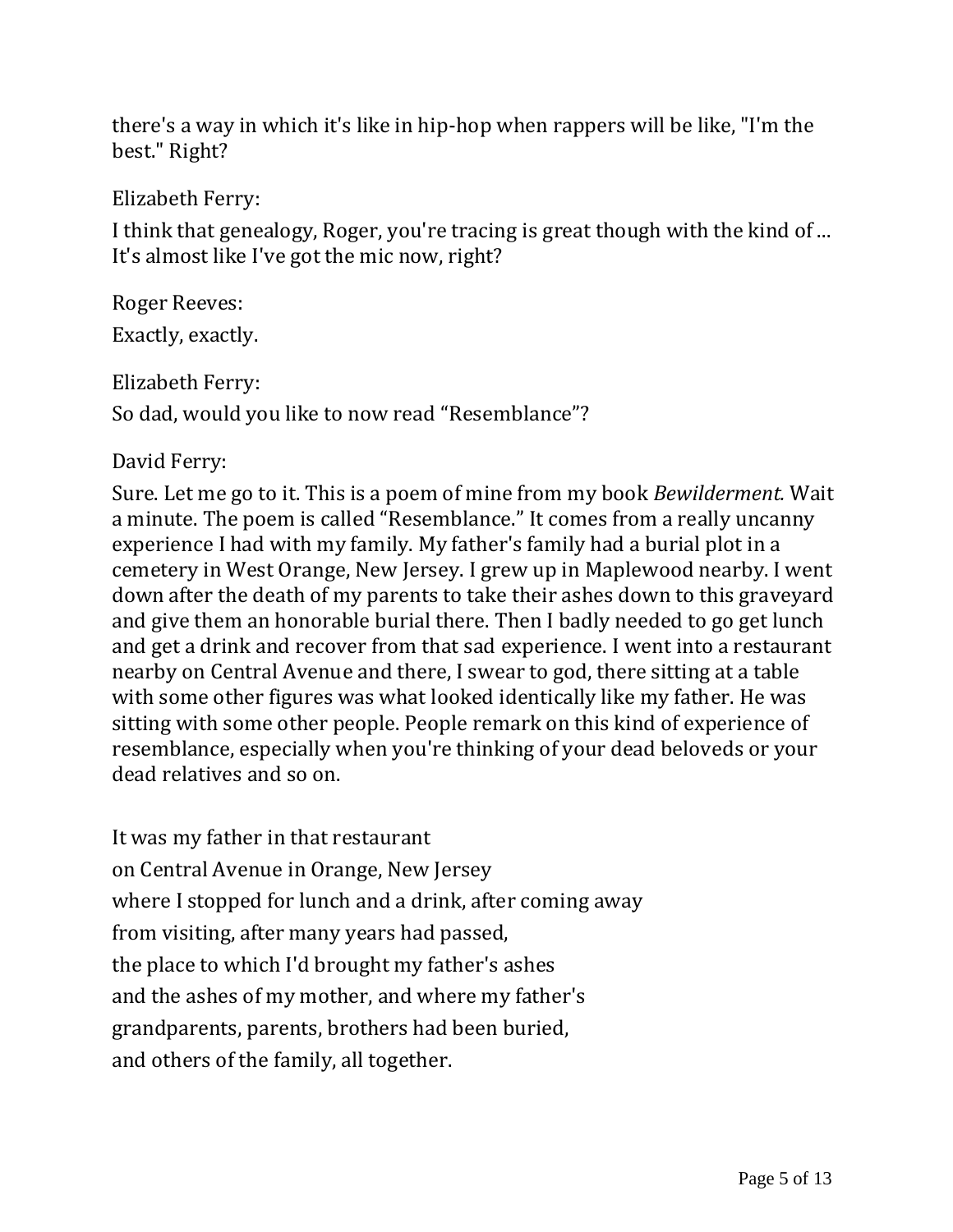there's a way in which it's like in hip-hop when rappers will be like, "I'm the best." Right?

Elizabeth Ferry:

I think that genealogy, Roger, you're tracing is great though with the kind of ... It's almost like I've got the mic now, right?

Roger Reeves:

Exactly, exactly.

Elizabeth Ferry:

So dad, would you like to now read "Resemblance"?

David Ferry:

Sure. Let me go to it. This is a poem of mine from my book *Bewilderment.* Wait a minute. The poem is called "Resemblance." It comes from a really uncanny experience I had with my family. My father's family had a burial plot in a cemetery in West Orange, New Jersey. I grew up in Maplewood nearby. I went down after the death of my parents to take their ashes down to this graveyard and give them an honorable burial there. Then I badly needed to go get lunch and get a drink and recover from that sad experience. I went into a restaurant nearby on Central Avenue and there, I swear to god, there sitting at a table with some other figures was what looked identically like my father. He was sitting with some other people. People remark on this kind of experience of resemblance, especially when you're thinking of your dead beloveds or your dead relatives and so on.

It was my father in that restaurant  
on Central Avenue in Orange, New Jersey  
where I stopped for lunch and a drink, after coming away  
from visiting, after many years had passed,  
the place to which I'd brought my father's ashes  
and the ashes of my mother, and where my father's  
grandparents, parents, brothers had been buried,  
and others of the family, all together.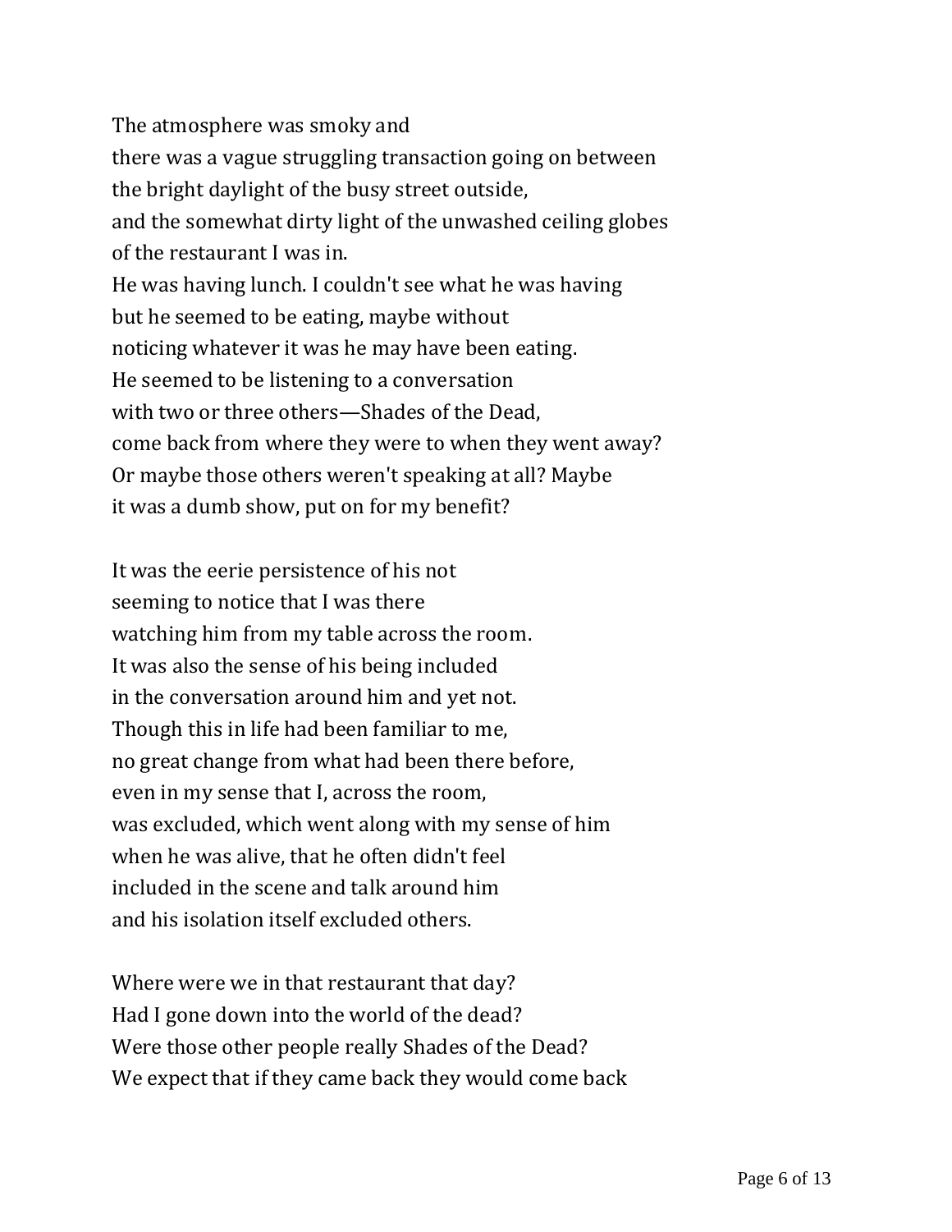The atmosphere was smoky and  
there was a vague struggling transaction going on between  
the bright daylight of the busy street outside,  
and the somewhat dirty light of the unwashed ceiling globes  
of the restaurant I was in.  
He was having lunch. I couldn't see what he was having  
but he seemed to be eating, maybe without  
noticing whatever it was he may have been eating.  
He seemed to be listening to a conversation  
with two or three others—Shades of the Dead,  
come back from where they were to when they went away?  
Or maybe those others weren't speaking at all? Maybe  
it was a dumb show, put on for my benefit?

It was the eerie persistence of his not  
seeming to notice that I was there  
watching him from my table across the room.  
It was also the sense of his being included  
in the conversation around him and yet not.  
Though this in life had been familiar to me,  
no great change from what had been there before,  
even in my sense that I, across the room,  
was excluded, which went along with my sense of him  
when he was alive, that he often didn't feel  
included in the scene and talk around him  
and his isolation itself excluded others.

Where were we in that restaurant that day?  
Had I gone down into the world of the dead?  
Were those other people really Shades of the Dead?  
We expect that if they came back they would come back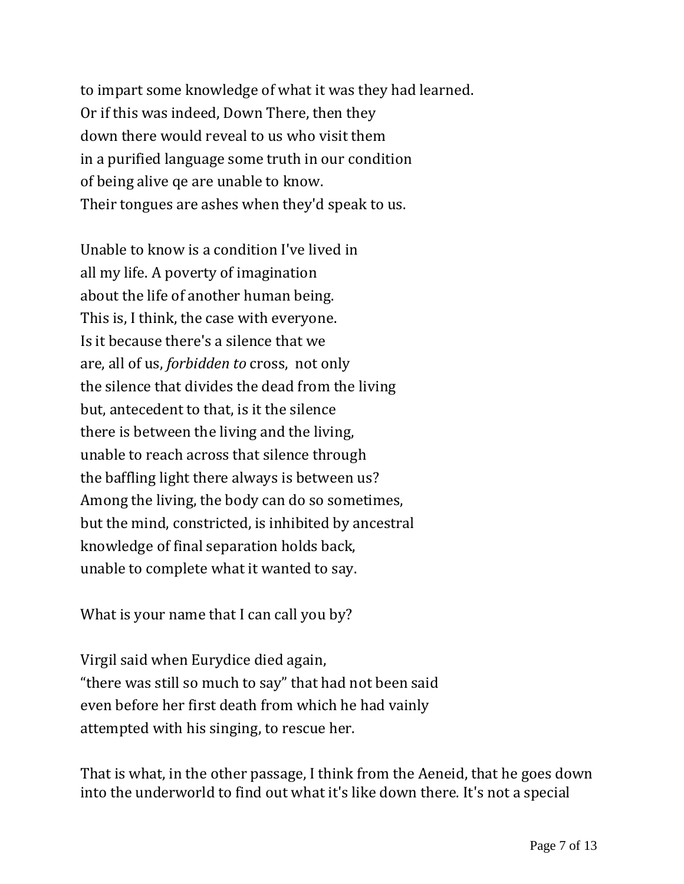to impart some knowledge of what it was they had learned.  
Or if this was indeed, Down There, then they  
down there would reveal to us who visit them  
in a purified language some truth in our condition  
of being alive qe are unable to know.  
Their tongues are ashes when they'd speak to us.

Unable to know is a condition I've lived in  
all my life. A poverty of imagination  
about the life of another human being.  
This is, I think, the case with everyone.  
Is it because there's a silence that we  
are, all of us, *forbidden to* cross,  not only  
the silence that divides the dead from the living  
but, antecedent to that, is it the silence  
there is between the living and the living,  
unable to reach across that silence through  
the baffling light there always is between us?  
Among the living, the body can do so sometimes,  
but the mind, constricted, is inhibited by ancestral  
knowledge of final separation holds back,  
unable to complete what it wanted to say.

What is your name that I can call you by?

Virgil said when Eurydice died again,  
"there was still so much to say" that had not been said  
even before her first death from which he had vainly  
attempted with his singing, to rescue her.

That is what, in the other passage, I think from the Aeneid, that he goes down into the underworld to find out what it's like down there. It's not a special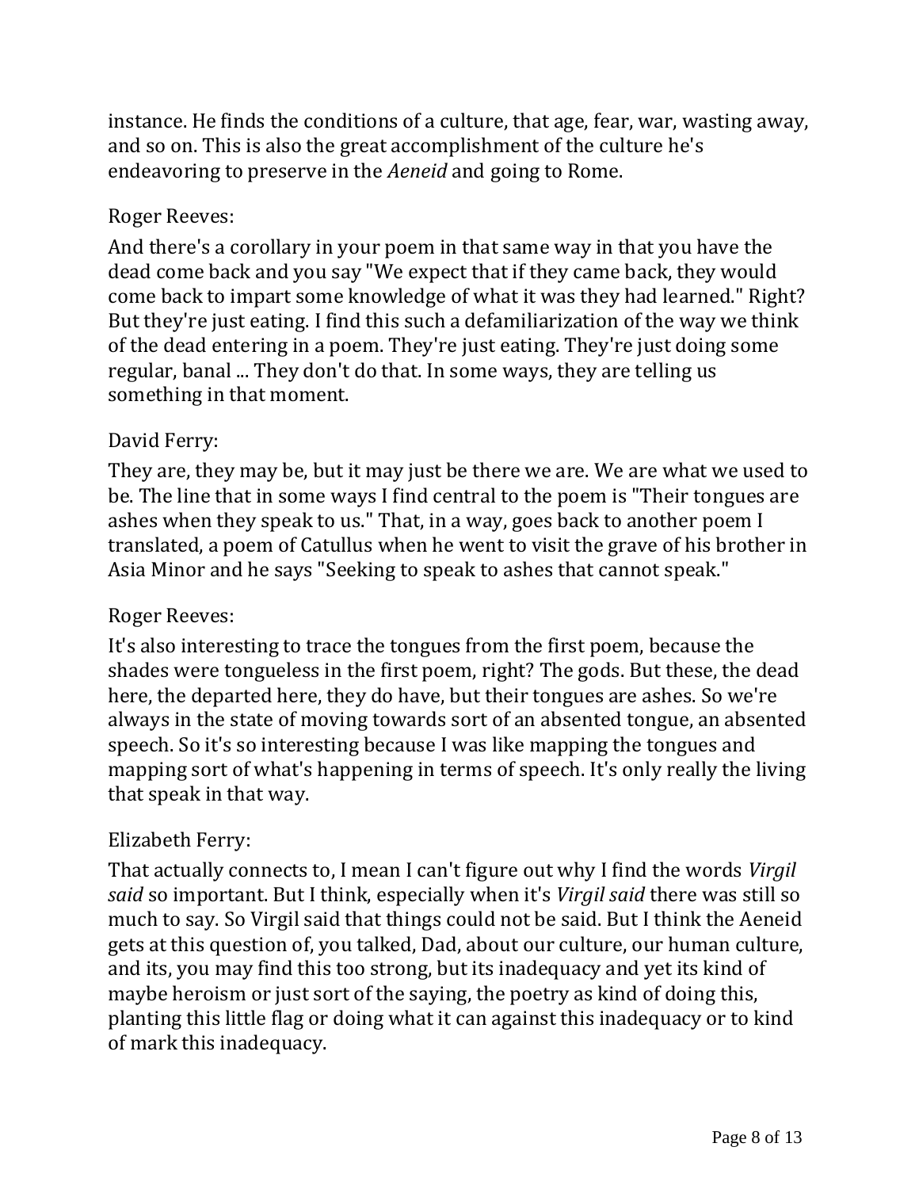instance. He finds the conditions of a culture, that age, fear, war, wasting away, and so on. This is also the great accomplishment of the culture he's endeavoring to preserve in the *Aeneid* and going to Rome.

Roger Reeves:

And there's a corollary in your poem in that same way in that you have the dead come back and you say "We expect that if they came back, they would come back to impart some knowledge of what it was they had learned." Right? But they're just eating. I find this such a defamiliarization of the way we think of the dead entering in a poem. They're just eating. They're just doing some regular, banal ... They don't do that. In some ways, they are telling us something in that moment.

David Ferry:

They are, they may be, but it may just be there we are. We are what we used to be. The line that in some ways I find central to the poem is "Their tongues are ashes when they speak to us." That, in a way, goes back to another poem I translated, a poem of Catullus when he went to visit the grave of his brother in Asia Minor and he says "Seeking to speak to ashes that cannot speak."

Roger Reeves:

It's also interesting to trace the tongues from the first poem, because the shades were tongueless in the first poem, right? The gods. But these, the dead here, the departed here, they do have, but their tongues are ashes. So we're always in the state of moving towards sort of an absented tongue, an absented speech. So it's so interesting because I was like mapping the tongues and mapping sort of what's happening in terms of speech. It's only really the living that speak in that way.

Elizabeth Ferry:

That actually connects to, I mean I can't figure out why I find the words *Virgil said* so important. But I think, especially when it's *Virgil said* there was still so much to say. So Virgil said that things could not be said. But I think the Aeneid gets at this question of, you talked, Dad, about our culture, our human culture, and its, you may find this too strong, but its inadequacy and yet its kind of maybe heroism or just sort of the saying, the poetry as kind of doing this, planting this little flag or doing what it can against this inadequacy or to kind of mark this inadequacy.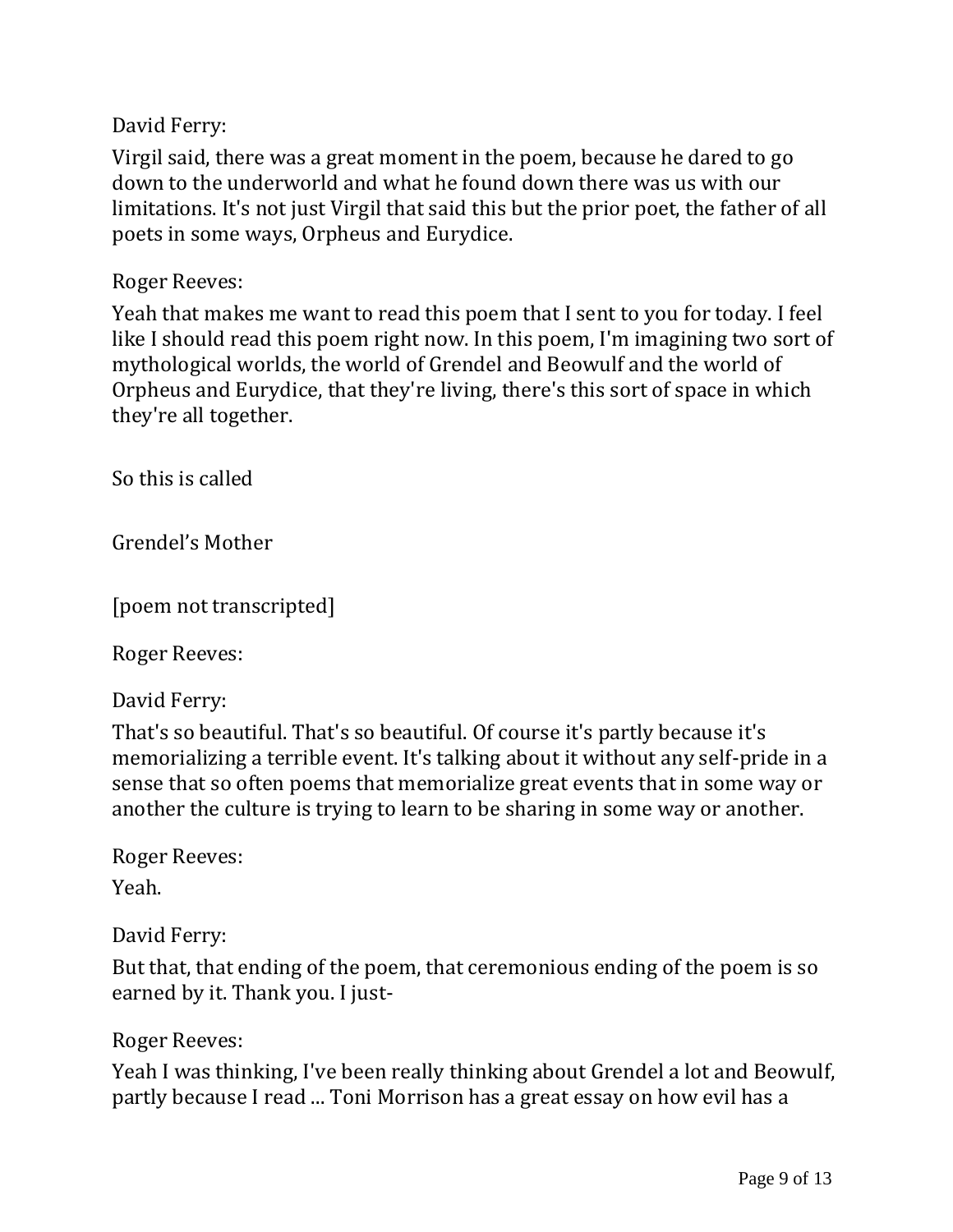David Ferry:

Virgil said, there was a great moment in the poem, because he dared to go down to the underworld and what he found down there was us with our limitations. It's not just Virgil that said this but the prior poet, the father of all poets in some ways, Orpheus and Eurydice.

Roger Reeves:

Yeah that makes me want to read this poem that I sent to you for today. I feel like I should read this poem right now. In this poem, I'm imagining two sort of mythological worlds, the world of Grendel and Beowulf and the world of Orpheus and Eurydice, that they're living, there's this sort of space in which they're all together.

So this is called

Grendel's Mother

[poem not transcripted]

Roger Reeves:

David Ferry:

That's so beautiful. That's so beautiful. Of course it's partly because it's memorializing a terrible event. It's talking about it without any self-pride in a sense that so often poems that memorialize great events that in some way or another the culture is trying to learn to be sharing in some way or another.

Roger Reeves:

Yeah.

David Ferry:

But that, that ending of the poem, that ceremonious ending of the poem is so earned by it. Thank you. I just-

Roger Reeves:

Yeah I was thinking, I've been really thinking about Grendel a lot and Beowulf, partly because I read ... Toni Morrison has a great essay on how evil has a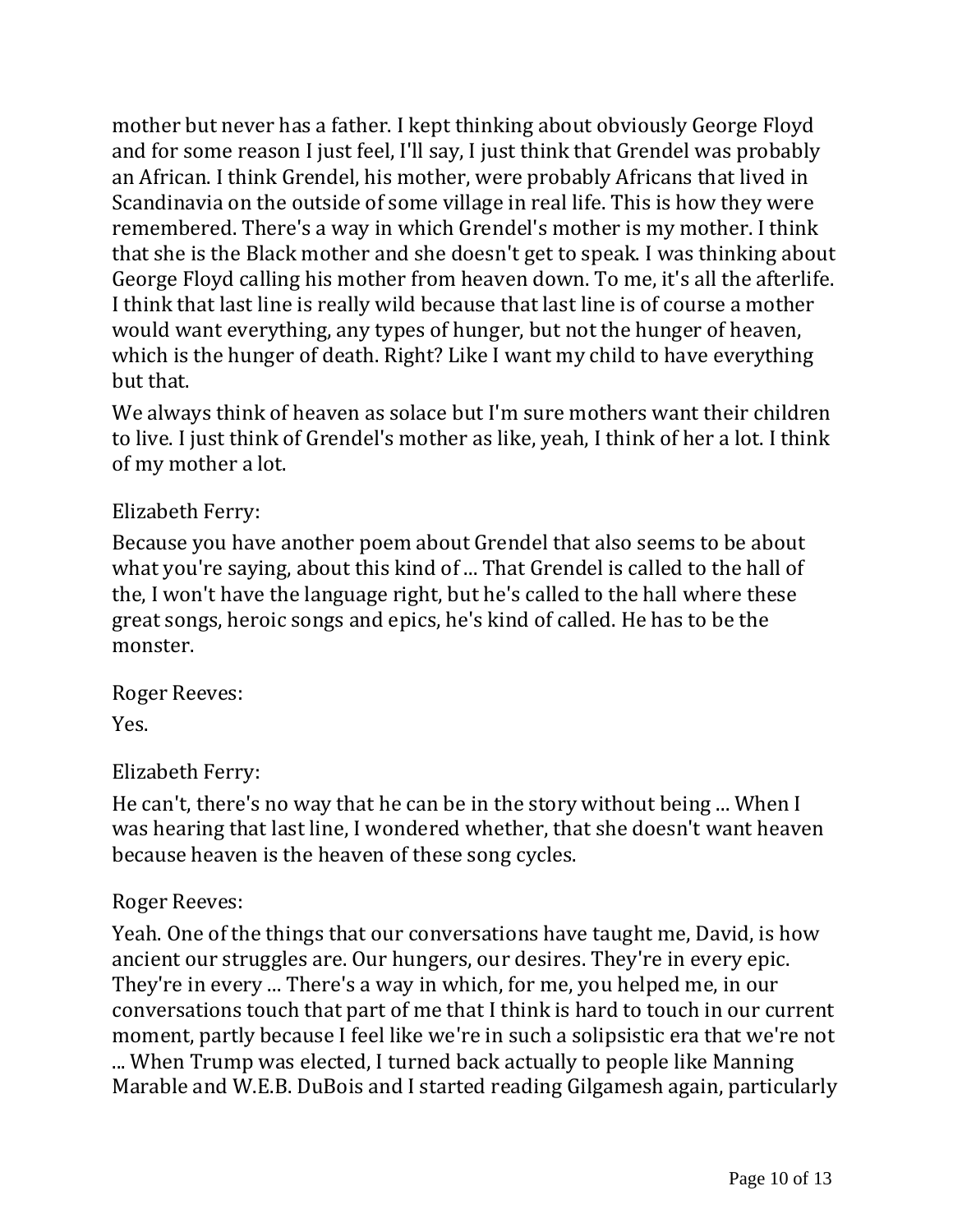mother but never has a father. I kept thinking about obviously George Floyd and for some reason I just feel, I'll say, I just think that Grendel was probably an African. I think Grendel, his mother, were probably Africans that lived in Scandinavia on the outside of some village in real life. This is how they were remembered. There's a way in which Grendel's mother is my mother. I think that she is the Black mother and she doesn't get to speak. I was thinking about George Floyd calling his mother from heaven down. To me, it's all the afterlife. I think that last line is really wild because that last line is of course a mother would want everything, any types of hunger, but not the hunger of heaven, which is the hunger of death. Right? Like I want my child to have everything but that.

We always think of heaven as solace but I'm sure mothers want their children to live. I just think of Grendel's mother as like, yeah, I think of her a lot. I think of my mother a lot.

Elizabeth Ferry:

Because you have another poem about Grendel that also seems to be about what you're saying, about this kind of ... That Grendel is called to the hall of the, I won't have the language right, but he's called to the hall where these great songs, heroic songs and epics, he's kind of called. He has to be the monster.

Roger Reeves:

Yes.

Elizabeth Ferry:

He can't, there's no way that he can be in the story without being ... When I was hearing that last line, I wondered whether, that she doesn't want heaven because heaven is the heaven of these song cycles.

Roger Reeves:

Yeah. One of the things that our conversations have taught me, David, is how ancient our struggles are. Our hungers, our desires. They're in every epic. They're in every ... There's a way in which, for me, you helped me, in our conversations touch that part of me that I think is hard to touch in our current moment, partly because I feel like we're in such a solipsistic era that we're not ... When Trump was elected, I turned back actually to people like Manning Marable and W.E.B. DuBois and I started reading Gilgamesh again, particularly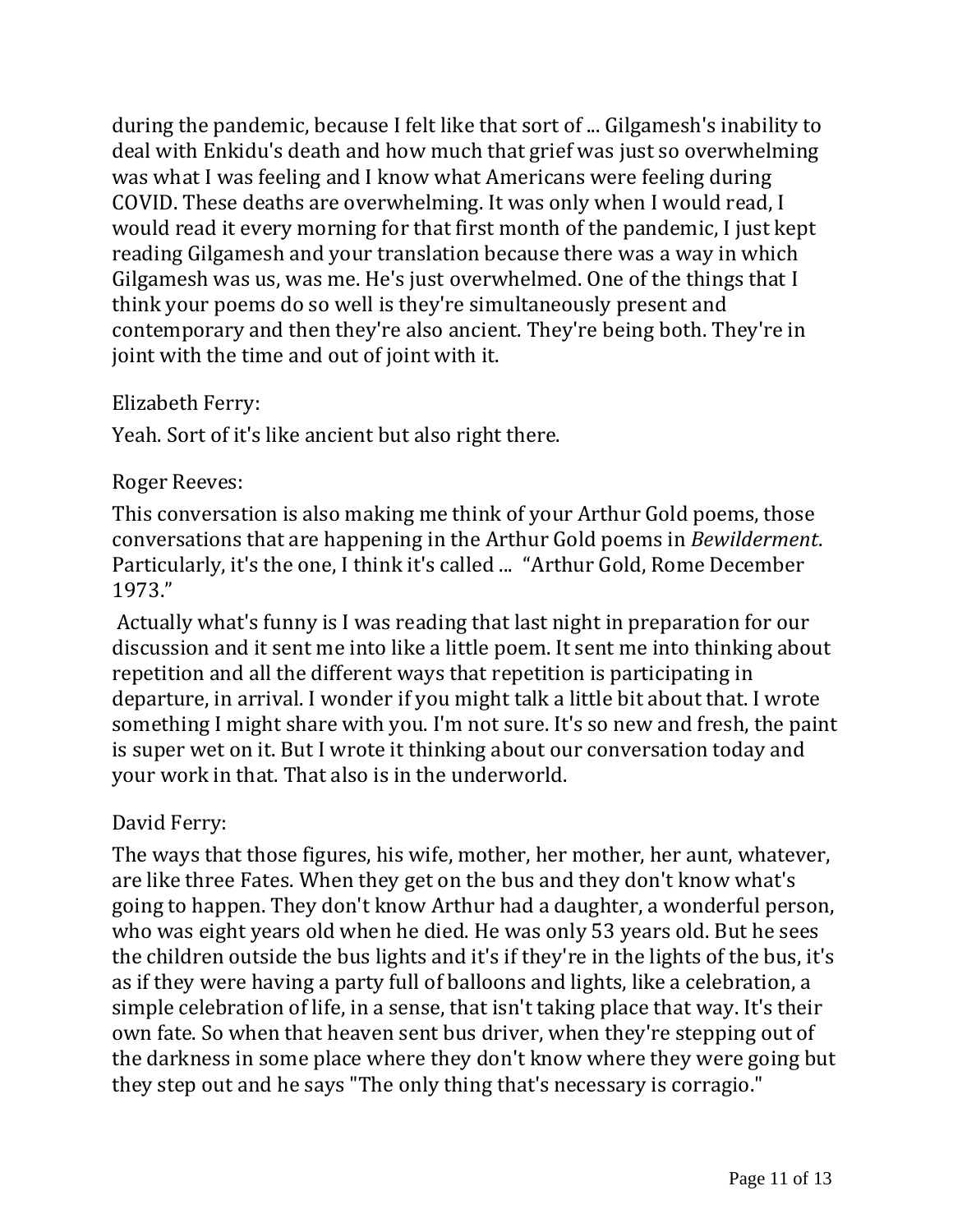during the pandemic, because I felt like that sort of ... Gilgamesh's inability to deal with Enkidu's death and how much that grief was just so overwhelming was what I was feeling and I know what Americans were feeling during COVID. These deaths are overwhelming. It was only when I would read, I would read it every morning for that first month of the pandemic, I just kept reading Gilgamesh and your translation because there was a way in which Gilgamesh was us, was me. He's just overwhelmed. One of the things that I think your poems do so well is they're simultaneously present and contemporary and then they're also ancient. They're being both. They're in joint with the time and out of joint with it.

Elizabeth Ferry:

Yeah. Sort of it's like ancient but also right there.

Roger Reeves:

This conversation is also making me think of your Arthur Gold poems, those conversations that are happening in the Arthur Gold poems in *Bewilderment*. Particularly, it's the one, I think it's called ... "Arthur Gold, Rome December 1973."

Actually what's funny is I was reading that last night in preparation for our discussion and it sent me into like a little poem. It sent me into thinking about repetition and all the different ways that repetition is participating in departure, in arrival. I wonder if you might talk a little bit about that. I wrote something I might share with you. I'm not sure. It's so new and fresh, the paint is super wet on it. But I wrote it thinking about our conversation today and your work in that. That also is in the underworld.

David Ferry:

The ways that those figures, his wife, mother, her mother, her aunt, whatever, are like three Fates. When they get on the bus and they don't know what's going to happen. They don't know Arthur had a daughter, a wonderful person, who was eight years old when he died. He was only 53 years old. But he sees the children outside the bus lights and it's if they're in the lights of the bus, it's as if they were having a party full of balloons and lights, like a celebration, a simple celebration of life, in a sense, that isn't taking place that way. It's their own fate. So when that heaven sent bus driver, when they're stepping out of the darkness in some place where they don't know where they were going but they step out and he says "The only thing that's necessary is corragio."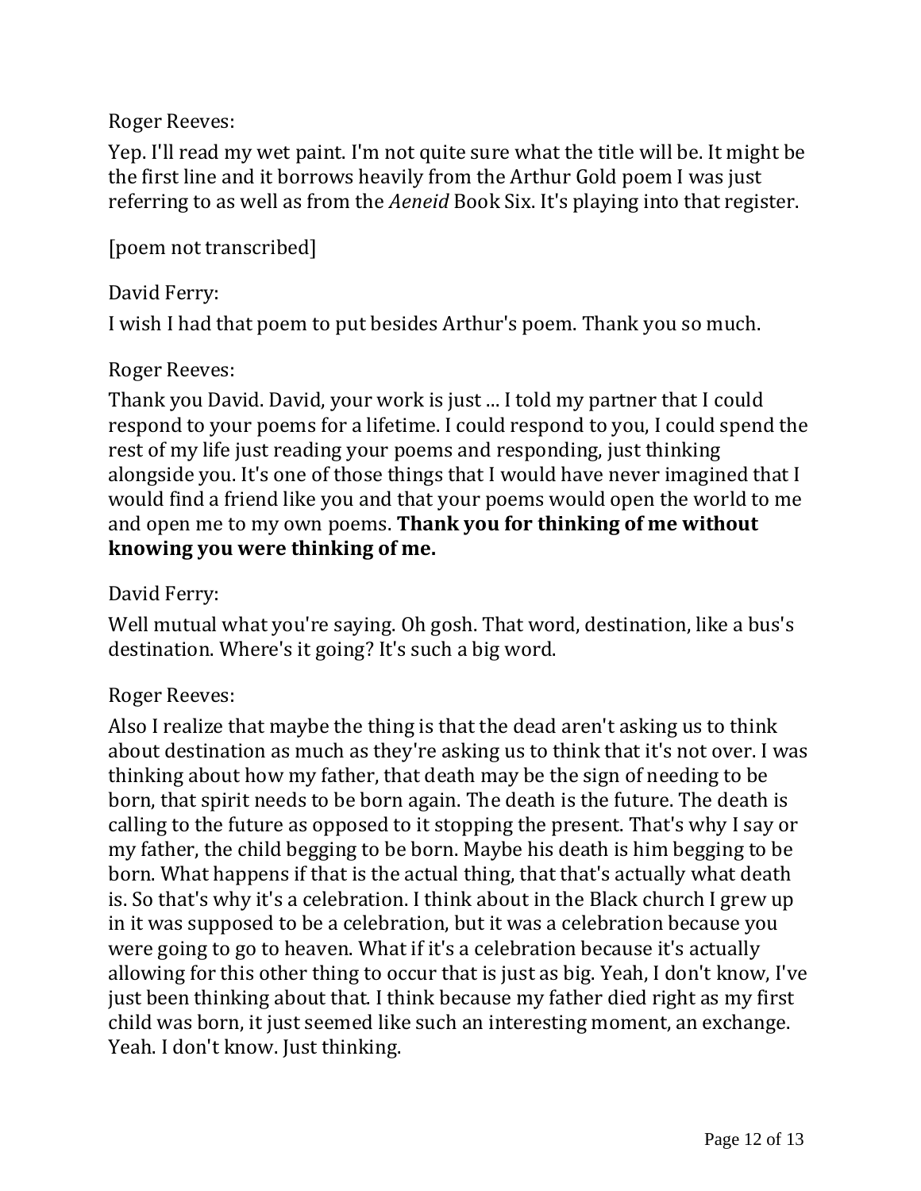Roger Reeves:

Yep. I'll read my wet paint. I'm not quite sure what the title will be. It might be the first line and it borrows heavily from the Arthur Gold poem I was just referring to as well as from the *Aeneid* Book Six. It's playing into that register.

[poem not transcribed]

David Ferry:

I wish I had that poem to put besides Arthur's poem. Thank you so much.

Roger Reeves:

Thank you David. David, your work is just ... I told my partner that I could respond to your poems for a lifetime. I could respond to you, I could spend the rest of my life just reading your poems and responding, just thinking alongside you. It's one of those things that I would have never imagined that I would find a friend like you and that your poems would open the world to me and open me to my own poems. **Thank you for thinking of me without knowing you were thinking of me.**

David Ferry:

Well mutual what you're saying. Oh gosh. That word, destination, like a bus's destination. Where's it going? It's such a big word.

Roger Reeves:

Also I realize that maybe the thing is that the dead aren't asking us to think about destination as much as they're asking us to think that it's not over. I was thinking about how my father, that death may be the sign of needing to be born, that spirit needs to be born again. The death is the future. The death is calling to the future as opposed to it stopping the present. That's why I say or my father, the child begging to be born. Maybe his death is him begging to be born. What happens if that is the actual thing, that that's actually what death is. So that's why it's a celebration. I think about in the Black church I grew up in it was supposed to be a celebration, but it was a celebration because you were going to go to heaven. What if it's a celebration because it's actually allowing for this other thing to occur that is just as big. Yeah, I don't know, I've just been thinking about that. I think because my father died right as my first child was born, it just seemed like such an interesting moment, an exchange. Yeah. I don't know. Just thinking.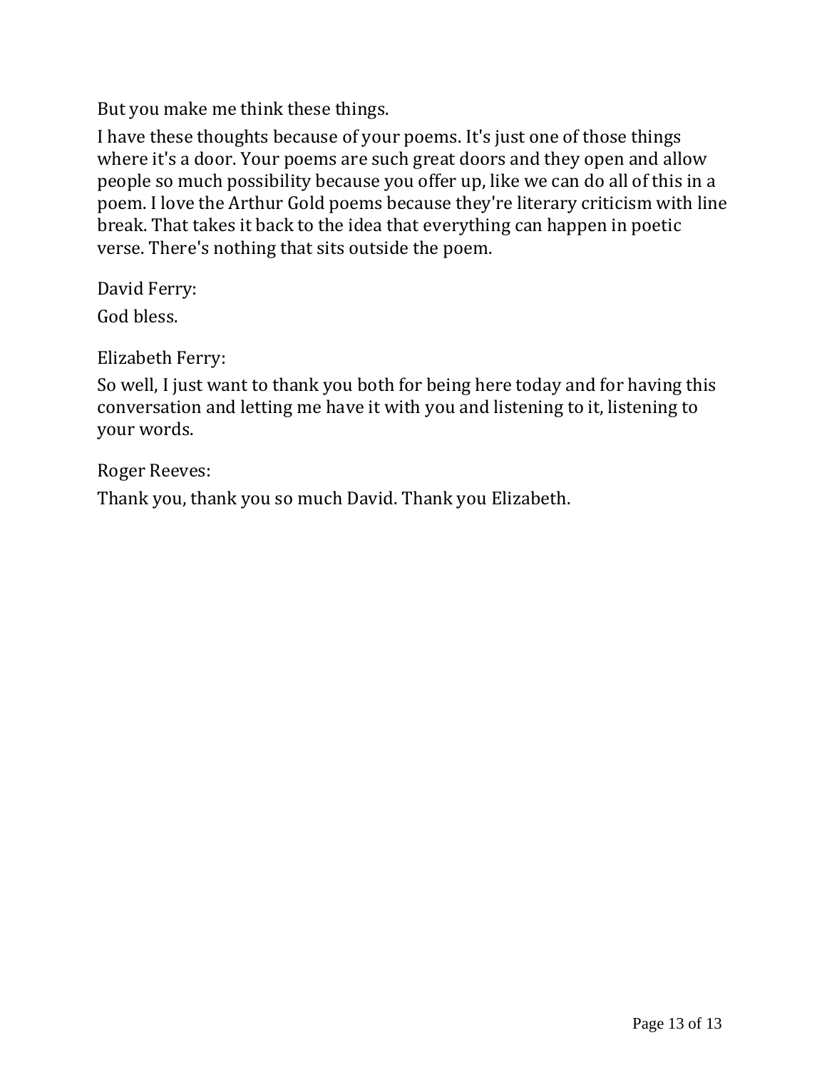But you make me think these things.

I have these thoughts because of your poems. It's just one of those things where it's a door. Your poems are such great doors and they open and allow people so much possibility because you offer up, like we can do all of this in a poem. I love the Arthur Gold poems because they're literary criticism with line break. That takes it back to the idea that everything can happen in poetic verse. There's nothing that sits outside the poem.

David Ferry:

God bless.

Elizabeth Ferry:

So well, I just want to thank you both for being here today and for having this conversation and letting me have it with you and listening to it, listening to your words.

Roger Reeves:

Thank you, thank you so much David. Thank you Elizabeth.